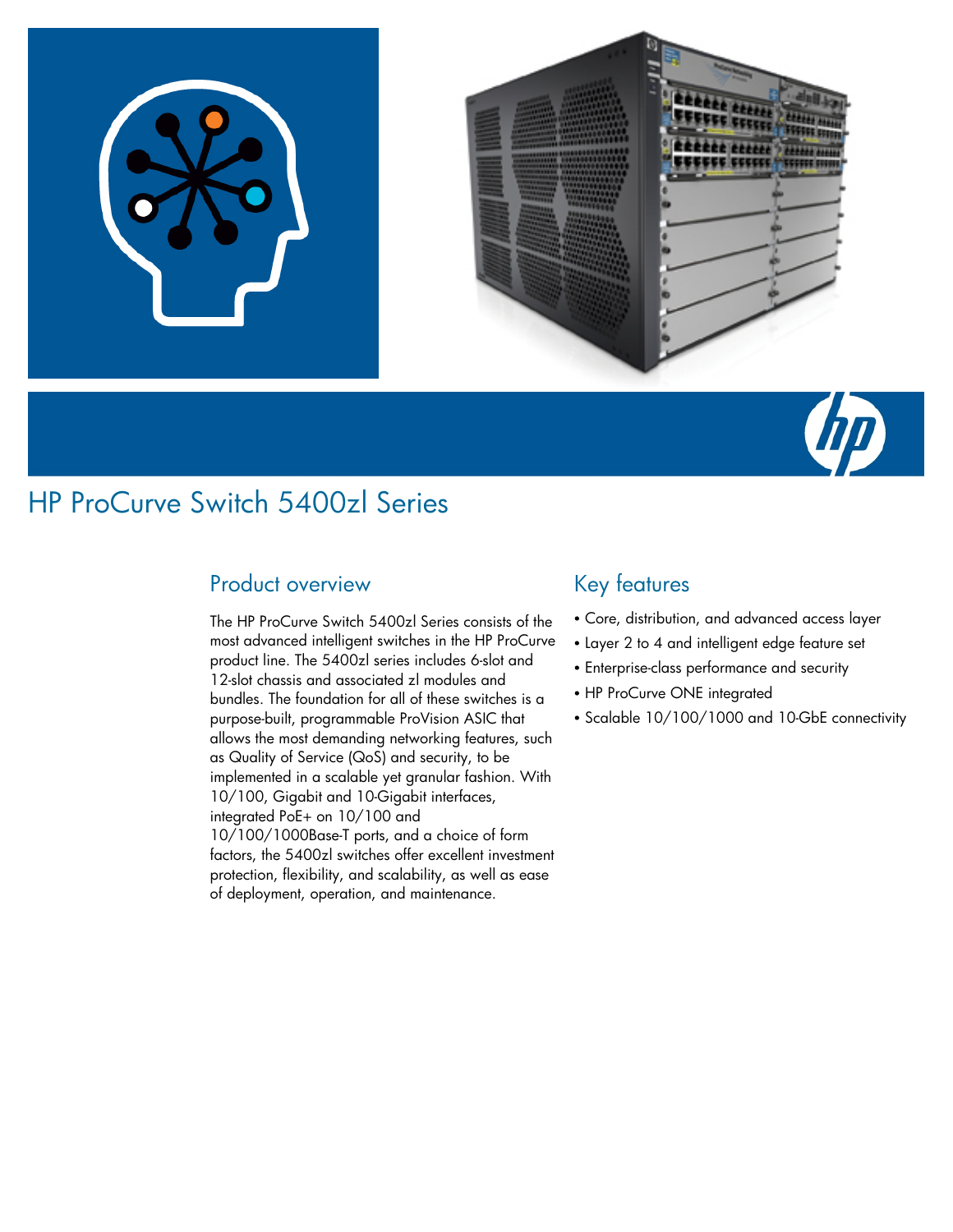# HP ProCurve Switch 5400zl Series

## Product overview

The HP ProCurve Switch 5400zl Series consists of the most advanced intelligent switches in the HP ProCurve product line. The 5400zl series includes 6-slot and 12-slot chassis and associated zl modules and bundles. The foundation for all of these switches is a purpose-built, programmable ProVision ASIC that allows the most demanding networking features, such as Quality of Service (QoS) and security, to be implemented in a scalable yet granular fashion. With 10/100, Gigabit and 10-Gigabit interfaces, integrated PoE+ on 10/100 and 10/100/1000Base-T ports, and a choice of form factors, the 5400zl switches offer excellent investment protection, flexibility, and scalability, as well as ease of deployment, operation, and maintenance.

## Key features

- Core, distribution, and advanced access layer
- Layer 2 to 4 and intelligent edge feature set
- Enterprise-class performance and security
- HP ProCurve ONE integrated
- Scalable 10/100/1000 and 10-GbE connectivity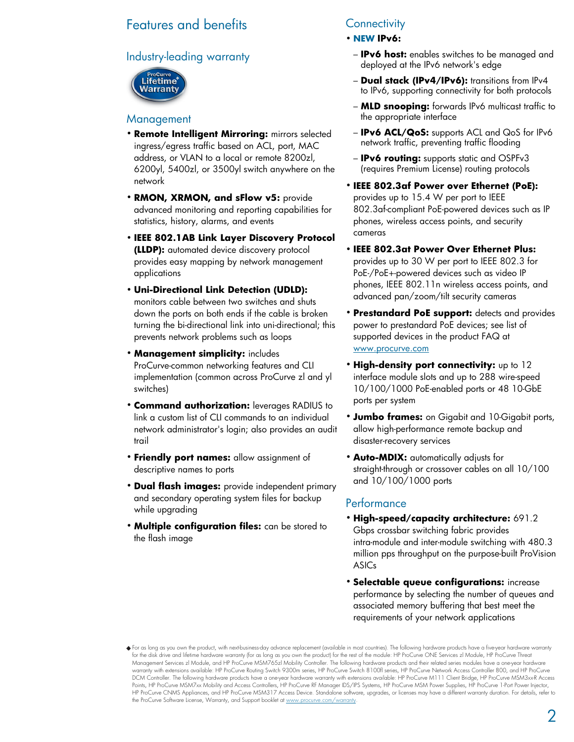## Features and benefits

### Industry-leading warranty

ProCurve Lifetime◆ Warranty

### Management

- **Remote Intelligent Mirroring:** mirrors selected ingress/egress traffic based on ACL, port, MAC address, or VLAN to a local or remote 8200zl, 6200yl, 5400zl, or 3500yl switch anywhere on the network
- **RMON, XRMON, and sFlow v5:** provide advanced monitoring and reporting capabilities for statistics, history, alarms, and events
- **IEEE 802.1AB Link Layer Discovery Protocol (LLDP):** automated device discovery protocol provides easy mapping by network management applications
- **Uni-Directional Link Detection (UDLD):** monitors cable between two switches and shuts down the ports on both ends if the cable is broken turning the bi-directional link into uni-directional; this prevents network problems such as loops
- **Management simplicity:** includes ProCurve-common networking features and CLI implementation (common across ProCurve zl and yl switches)
- **Command authorization:** leverages RADIUS to link a custom list of CLI commands to an individual network administrator's login; also provides an audit trail
- **Friendly port names:** allow assignment of descriptive names to ports
- **Dual flash images:** provide independent primary and secondary operating system files for backup while upgrading
- **Multiple configuration files:** can be stored to the flash image

### Connectivity

- **NEW IPv6:**
  - **IPv6 host:** enables switches to be managed and deployed at the IPv6 network's edge
  - **Dual stack (IPv4/IPv6):** transitions from IPv4 to IPv6, supporting connectivity for both protocols
  - **MLD snooping:** forwards IPv6 multicast traffic to the appropriate interface
  - **IPv6 ACL/QoS:** supports ACL and QoS for IPv6 network traffic, preventing traffic flooding
  - **IPv6 routing:** supports static and OSPFv3 (requires Premium License) routing protocols
- **IEEE 802.3af Power over Ethernet (PoE):** provides up to 15.4 W per port to IEEE 802.3af-compliant PoE-powered devices such as IP phones, wireless access points, and security cameras
- **IEEE 802.3at Power Over Ethernet Plus:** provides up to 30 W per port to IEEE 802.3 for PoE-/PoE+-powered devices such as video IP phones, IEEE 802.11n wireless access points, and advanced pan/zoom/tilt security cameras
- **Prestandard PoE support:** detects and provides power to prestandard PoE devices; see list of supported devices in the product FAQ at www.procurve.com
- **High-density port connectivity:** up to 12 interface module slots and up to 288 wire-speed 10/100/1000 PoE-enabled ports or 48 10-GbE ports per system
- **Jumbo frames:** on Gigabit and 10-Gigabit ports, allow high-performance remote backup and disaster-recovery services
- **Auto-MDIX:** automatically adjusts for straight-through or crossover cables on all 10/100 and 10/100/1000 ports

### Performance

- **High-speed/capacity architecture:** 691.2 Gbps crossbar switching fabric provides intra-module and inter-module switching with 480.3 million pps throughput on the purpose-built ProVision ASICs
- **Selectable queue configurations:** increase performance by selecting the number of queues and associated memory buffering that best meet the requirements of your network applications

◆ For as long as you own the product, with next-business-day advance replacement (available in most countries). The following hardware products have a five-year hardware warranty for the disk drive and lifetime hardware warranty (for as long as you own the product) for the rest of the module: HP ProCurve ONE Services zl Module, HP ProCurve Threat Management Services zl Module, and HP ProCurve MSM765zl Mobility Controller. The following hardware products and their related series modules have a one-year hardware warranty with extensions available: HP ProCurve Routing Switch 9300m series, HP ProCurve Switch 8100fl series, HP ProCurve Network Access Controller 800, and HP ProCurve DCM Controller. The following hardware products have a one-year hardware warranty with extensions available: HP ProCurve M111 Client Bridge, HP ProCurve MSM3xx-R Access Points, HP ProCurve MSM7xx Mobility and Access Controllers, HP ProCurve RF Manager IDS/IPS Systems, HP ProCurve MSM Power Supplies, HP ProCurve 1-Port Power Injector, HP ProCurve CNMS Appliances, and HP ProCurve MSM317 Access Device. Standalone software, upgrades, or licenses may have a different warranty duration. For details, refer to the ProCurve Software License, Warranty, and Support booklet at www.procurve.com/warranty.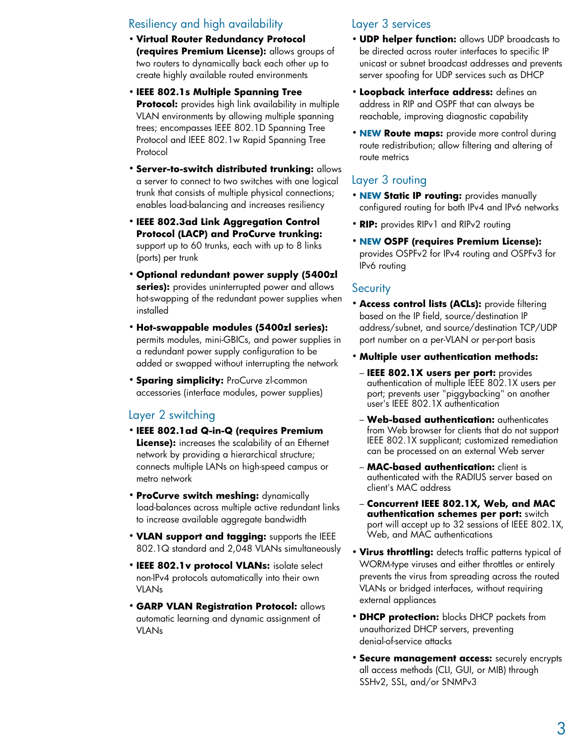## Resiliency and high availability

- **Virtual Router Redundancy Protocol (requires Premium License):** allows groups of two routers to dynamically back each other up to create highly available routed environments
- **IEEE 802.1s Multiple Spanning Tree Protocol:** provides high link availability in multiple VLAN environments by allowing multiple spanning trees; encompasses IEEE 802.1D Spanning Tree Protocol and IEEE 802.1w Rapid Spanning Tree Protocol
- **Server-to-switch distributed trunking:** allows a server to connect to two switches with one logical trunk that consists of multiple physical connections; enables load-balancing and increases resiliency
- **IEEE 802.3ad Link Aggregation Control Protocol (LACP) and ProCurve trunking:** support up to 60 trunks, each with up to 8 links (ports) per trunk
- **Optional redundant power supply (5400zl series):** provides uninterrupted power and allows hot-swapping of the redundant power supplies when installed
- **Hot-swappable modules (5400zl series):** permits modules, mini-GBICs, and power supplies in a redundant power supply configuration to be added or swapped without interrupting the network
- **Sparing simplicity:** ProCurve zl-common accessories (interface modules, power supplies)

## Layer 2 switching

- **IEEE 802.1ad Q-in-Q (requires Premium License):** increases the scalability of an Ethernet network by providing a hierarchical structure; connects multiple LANs on high-speed campus or metro network
- **ProCurve switch meshing:** dynamically load-balances across multiple active redundant links to increase available aggregate bandwidth
- **VLAN support and tagging:** supports the IEEE 802.1Q standard and 2,048 VLANs simultaneously
- **IEEE 802.1v protocol VLANs:** isolate select non-IPv4 protocols automatically into their own VLANs
- **GARP VLAN Registration Protocol:** allows automatic learning and dynamic assignment of VLANs

## Layer 3 services

- **UDP helper function:** allows UDP broadcasts to be directed across router interfaces to specific IP unicast or subnet broadcast addresses and prevents server spoofing for UDP services such as DHCP
- **Loopback interface address:** defines an address in RIP and OSPF that can always be reachable, improving diagnostic capability
- **NEW Route maps:** provide more control during route redistribution; allow filtering and altering of route metrics

## Layer 3 routing

- **NEW Static IP routing:** provides manually configured routing for both IPv4 and IPv6 networks
- **RIP:** provides RIPv1 and RIPv2 routing
- **NEW OSPF (requires Premium License):** provides OSPFv2 for IPv4 routing and OSPFv3 for IPv6 routing

## Security

- **Access control lists (ACLs):** provide filtering based on the IP field, source/destination IP address/subnet, and source/destination TCP/UDP port number on a per-VLAN or per-port basis
- **Multiple user authentication methods:**
  - **IEEE 802.1X users per port:** provides authentication of multiple IEEE 802.1X users per port; prevents user "piggybacking" on another user's IEEE 802.1X authentication
  - **Web-based authentication:** authenticates from Web browser for clients that do not support IEEE 802.1X supplicant; customized remediation can be processed on an external Web server
  - **MAC-based authentication:** client is authenticated with the RADIUS server based on client's MAC address
  - **Concurrent IEEE 802.1X, Web, and MAC authentication schemes per port:** switch port will accept up to 32 sessions of IEEE 802.1X, Web, and MAC authentications
- **Virus throttling:** detects traffic patterns typical of WORM-type viruses and either throttles or entirely prevents the virus from spreading across the routed VLANs or bridged interfaces, without requiring external appliances
- **DHCP protection:** blocks DHCP packets from unauthorized DHCP servers, preventing denial-of-service attacks
- **Secure management access:** securely encrypts all access methods (CLI, GUI, or MIB) through SSHv2, SSL, and/or SNMPv3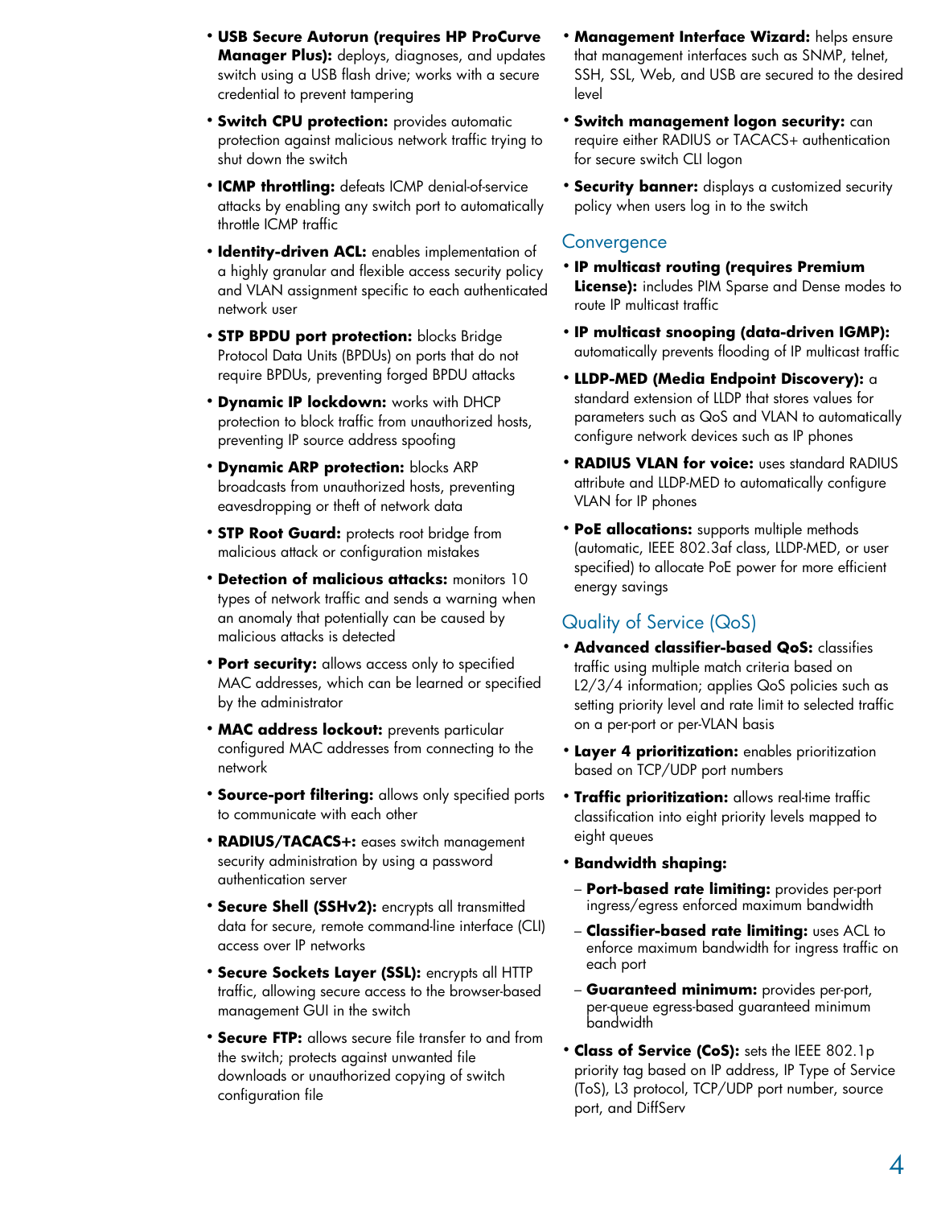- **USB Secure Autorun (requires HP ProCurve Manager Plus):** deploys, diagnoses, and updates switch using a USB flash drive; works with a secure credential to prevent tampering
- **Switch CPU protection:** provides automatic protection against malicious network traffic trying to shut down the switch
- **ICMP throttling:** defeats ICMP denial-of-service attacks by enabling any switch port to automatically throttle ICMP traffic
- **Identity-driven ACL:** enables implementation of a highly granular and flexible access security policy and VLAN assignment specific to each authenticated network user
- **STP BPDU port protection:** blocks Bridge Protocol Data Units (BPDUs) on ports that do not require BPDUs, preventing forged BPDU attacks
- **Dynamic IP lockdown:** works with DHCP protection to block traffic from unauthorized hosts, preventing IP source address spoofing
- **Dynamic ARP protection:** blocks ARP broadcasts from unauthorized hosts, preventing eavesdropping or theft of network data
- **STP Root Guard:** protects root bridge from malicious attack or configuration mistakes
- **Detection of malicious attacks:** monitors 10 types of network traffic and sends a warning when an anomaly that potentially can be caused by malicious attacks is detected
- **Port security:** allows access only to specified MAC addresses, which can be learned or specified by the administrator
- **MAC address lockout:** prevents particular configured MAC addresses from connecting to the network
- **Source-port filtering:** allows only specified ports to communicate with each other
- **RADIUS/TACACS+:** eases switch management security administration by using a password authentication server
- **Secure Shell (SSHv2):** encrypts all transmitted data for secure, remote command-line interface (CLI) access over IP networks
- **Secure Sockets Layer (SSL):** encrypts all HTTP traffic, allowing secure access to the browser-based management GUI in the switch
- **Secure FTP:** allows secure file transfer to and from the switch; protects against unwanted file downloads or unauthorized copying of switch configuration file
- **Management Interface Wizard:** helps ensure that management interfaces such as SNMP, telnet, SSH, SSL, Web, and USB are secured to the desired level
- **Switch management logon security:** can require either RADIUS or TACACS+ authentication for secure switch CLI logon
- **Security banner:** displays a customized security policy when users log in to the switch

## Convergence

- **IP multicast routing (requires Premium License):** includes PIM Sparse and Dense modes to route IP multicast traffic
- **IP multicast snooping (data-driven IGMP):** automatically prevents flooding of IP multicast traffic
- **LLDP-MED (Media Endpoint Discovery):** a standard extension of LLDP that stores values for parameters such as QoS and VLAN to automatically configure network devices such as IP phones
- **RADIUS VLAN for voice:** uses standard RADIUS attribute and LLDP-MED to automatically configure VLAN for IP phones
- **PoE allocations:** supports multiple methods (automatic, IEEE 802.3af class, LLDP-MED, or user specified) to allocate PoE power for more efficient energy savings

## Quality of Service (QoS)

- **Advanced classifier-based QoS:** classifies traffic using multiple match criteria based on L2/3/4 information; applies QoS policies such as setting priority level and rate limit to selected traffic on a per-port or per-VLAN basis
- **Layer 4 prioritization:** enables prioritization based on TCP/UDP port numbers
- **Traffic prioritization:** allows real-time traffic classification into eight priority levels mapped to eight queues
- **Bandwidth shaping:**
  - **Port-based rate limiting:** provides per-port ingress/egress enforced maximum bandwidth
  - **Classifier-based rate limiting:** uses ACL to enforce maximum bandwidth for ingress traffic on each port
  - **Guaranteed minimum:** provides per-port, per-queue egress-based guaranteed minimum bandwidth
- **Class of Service (CoS):** sets the IEEE 802.1p priority tag based on IP address, IP Type of Service (ToS), L3 protocol, TCP/UDP port number, source port, and DiffServ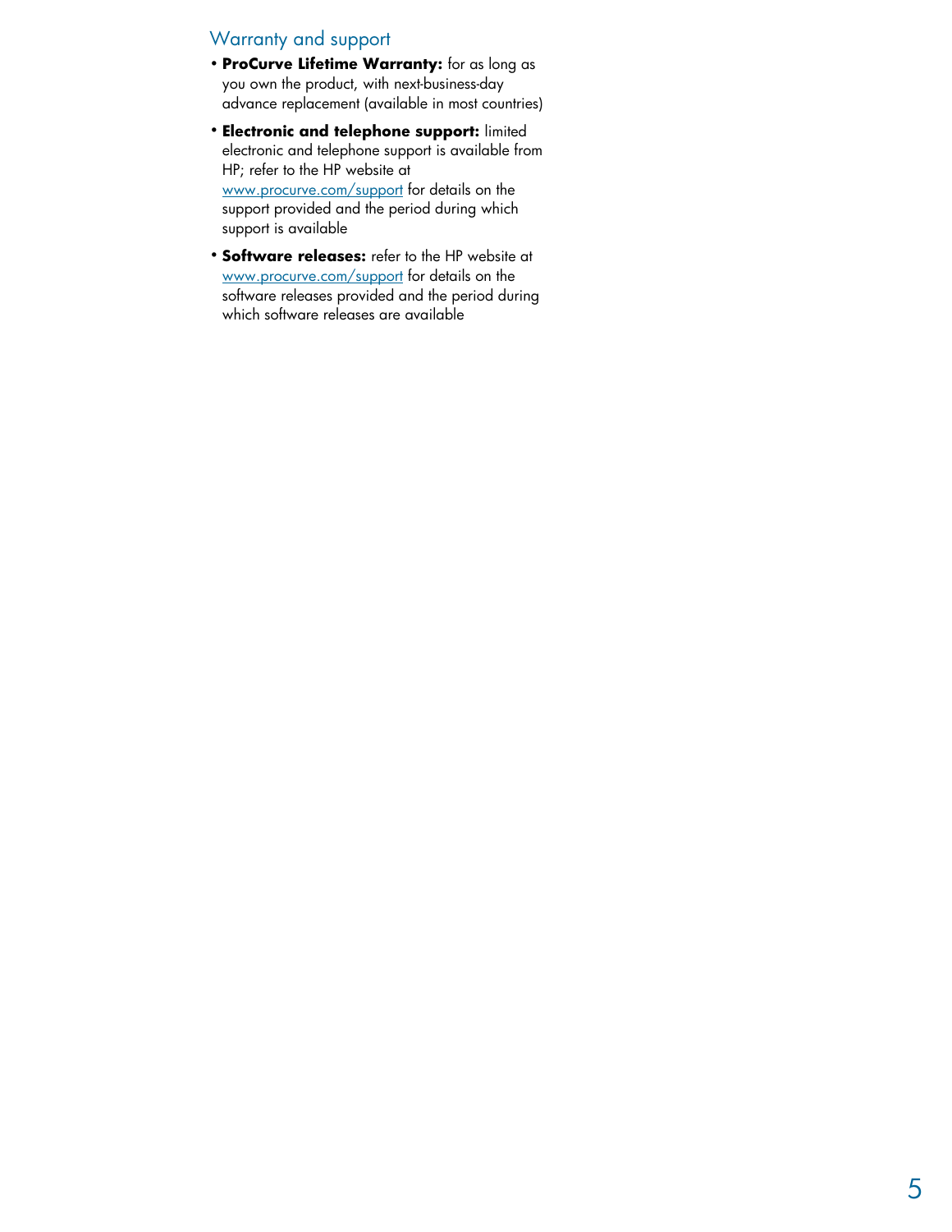## Warranty and support

- **ProCurve Lifetime Warranty:** for as long as you own the product, with next-business-day advance replacement (available in most countries)
- **Electronic and telephone support:** limited electronic and telephone support is available from HP; refer to the HP website at www.procurve.com/support for details on the support provided and the period during which support is available
- **Software releases:** refer to the HP website at www.procurve.com/support for details on the software releases provided and the period during which software releases are available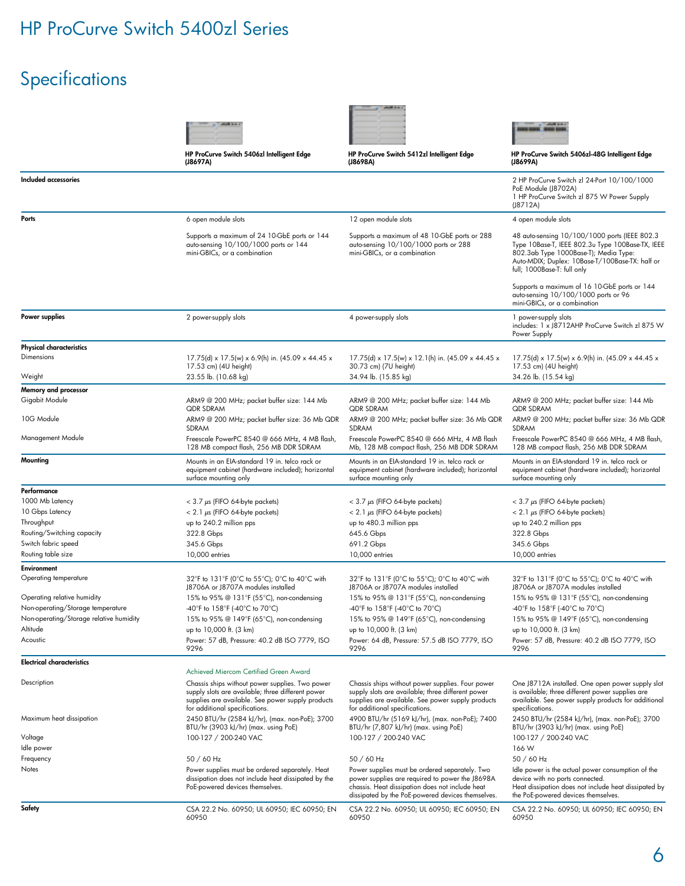# HP ProCurve Switch 5400zl Series

## Specifications

| | HP ProCurve Switch 5406zl Intelligent Edge (J8697A) | HP ProCurve Switch 5412zl Intelligent Edge (J8698A) | HP ProCurve Switch 5406zl-48G Intelligent Edge (J8699A) |
|---|---|---|---|
| **Included accessories** | | | 2 HP ProCurve Switch zl 24-Port 10/100/1000 PoE Module (J8702A)<br>1 HP ProCurve Switch zl 875 W Power Supply (J8712A) |
| **Ports** | 6 open module slots<br><br>Supports a maximum of 24 10-GbE ports or 144 auto-sensing 10/100/1000 ports or 144 mini-GBICs, or a combination | 12 open module slots<br><br>Supports a maximum of 48 10-GbE ports or 288 auto-sensing 10/100/1000 ports or 288 mini-GBICs, or a combination | 4 open module slots<br><br>48 auto-sensing 10/100/1000 ports (IEEE 802.3 Type 10Base-T, IEEE 802.3u Type 100Base-TX, IEEE 802.3ab Type 1000Base-T); Media Type: Auto-MDIX; Duplex: 10Base-T/100Base-TX: half or full; 1000Base-T: full only<br><br>Supports a maximum of 16 10-GbE ports or 144 auto-sensing 10/100/1000 ports or 96 mini-GBICs, or a combination |
| **Power supplies** | 2 power-supply slots | 4 power-supply slots | 1 power-supply slots<br>includes: 1 x J8712AHP ProCurve Switch zl 875 W Power Supply |
| **Physical characteristics** | | | |
| Dimensions | 17.75(d) x 17.5(w) x 6.9(h) in. (45.09 x 44.45 x 17.53 cm) (4U height) | 17.75(d) x 17.5(w) x 12.1(h) in. (45.09 x 44.45 x 30.73 cm) (7U height) | 17.75(d) x 17.5(w) x 6.9(h) in. (45.09 x 44.45 x 17.53 cm) (4U height) |
| Weight | 23.55 lb. (10.68 kg) | 34.94 lb. (15.85 kg) | 34.26 lb. (15.54 kg) |
| **Memory and processor** | | | |
| Gigabit Module | ARM9 @ 200 MHz; packet buffer size: 144 Mb QDR SDRAM | ARM9 @ 200 MHz; packet buffer size: 144 Mb QDR SDRAM | ARM9 @ 200 MHz; packet buffer size: 144 Mb QDR SDRAM |
| 10G Module | ARM9 @ 200 MHz; packet buffer size: 36 Mb QDR SDRAM | ARM9 @ 200 MHz; packet buffer size: 36 Mb QDR SDRAM | ARM9 @ 200 MHz; packet buffer size: 36 Mb QDR SDRAM |
| Management Module | Freescale PowerPC 8540 @ 666 MHz, 4 MB flash, 128 MB compact flash, 256 MB DDR SDRAM | Freescale PowerPC 8540 @ 666 MHz, 4 MB flash Mb, 128 MB compact flash, 256 MB DDR SDRAM | Freescale PowerPC 8540 @ 666 MHz, 4 MB flash, 128 MB compact flash, 256 MB DDR SDRAM |
| **Mounting** | Mounts in an EIA-standard 19 in. telco rack or equipment cabinet (hardware included); horizontal surface mounting only | Mounts in an EIA-standard 19 in. telco rack or equipment cabinet (hardware included); horizontal surface mounting only | Mounts in an EIA-standard 19 in. telco rack or equipment cabinet (hardware included); horizontal surface mounting only |
| **Performance** | | | |
| 1000 Mb Latency | < 3.7 µs (FIFO 64-byte packets) | < 3.7 µs (FIFO 64-byte packets) | < 3.7 µs (FIFO 64-byte packets) |
| 10 Gbps Latency | < 2.1 µs (FIFO 64-byte packets) | < 2.1 µs (FIFO 64-byte packets) | < 2.1 µs (FIFO 64-byte packets) |
| Throughput | up to 240.2 million pps | up to 480.3 million pps | up to 240.2 million pps |
| Routing/Switching capacity | 322.8 Gbps | 645.6 Gbps | 322.8 Gbps |
| Switch fabric speed | 345.6 Gbps | 691.2 Gbps | 345.6 Gbps |
| Routing table size | 10,000 entries | 10,000 entries | 10,000 entries |
| **Environment** | | | |
| Operating temperature | 32°F to 131°F (0°C to 55°C); 0°C to 40°C with J8706A or J8707A modules installed | 32°F to 131°F (0°C to 55°C); 0°C to 40°C with J8706A or J8707A modules installed | 32°F to 131°F (0°C to 55°C); 0°C to 40°C with J8706A or J8707A modules installed |
| Operating relative humidity | 15% to 95% @ 131°F (55°C), non-condensing | 15% to 95% @ 131°F (55°C), non-condensing | 15% to 95% @ 131°F (55°C), non-condensing |
| Non-operating/Storage temperature | -40°F to 158°F (-40°C to 70°C) | -40°F to 158°F (-40°C to 70°C) | -40°F to 158°F (-40°C to 70°C) |
| Non-operating/Storage relative humidity | 15% to 95% @ 149°F (65°C), non-condensing | 15% to 95% @ 149°F (65°C), non-condensing | 15% to 95% @ 149°F (65°C), non-condensing |
| Altitude | up to 10,000 ft. (3 km) | up to 10,000 ft. (3 km) | up to 10,000 ft. (3 km) |
| Acoustic | Power: 57 dB, Pressure: 40.2 dB ISO 7779, ISO 9296 | Power: 64 dB, Pressure: 57.5 dB ISO 7779, ISO 9296 | Power: 57 dB, Pressure: 40.2 dB ISO 7779, ISO 9296 |
| **Electrical characteristics** | Achieved Miercom Certified Green Award | | |
| Description | Chassis ships without power supplies. Two power supply slots are available; three different power supplies are available. See power supply products for additional specifications. | Chassis ships without power supplies. Four power supply slots are available; three different power supplies are available. See power supply products for additional specifications. | One J8712A installed. One open power supply slot is available; three different power supplies are available. See power supply products for additional specifications. |
| Maximum heat dissipation | 2450 BTU/hr (2584 kJ/hr), (max. non-PoE); 3700 BTU/hr (3903 kJ/hr) (max. using PoE) | 4900 BTU/hr (5169 kJ/hr), (max. non-PoE); 7400 BTU/hr (7,807 kJ/hr) (max. using PoE) | 2450 BTU/hr (2584 kJ/hr), (max. non-PoE); 3700 BTU/hr (3903 kJ/hr) (max. using PoE) |
| Voltage | 100-127 / 200-240 VAC | 100-127 / 200-240 VAC | 100-127 / 200-240 VAC |
| Idle power | | | 166 W |
| Frequency | 50 / 60 Hz | 50 / 60 Hz | 50 / 60 Hz |
| Notes | Power supplies must be ordered separately. Heat dissipation does not include heat dissipated by the PoE-powered devices themselves. | Power supplies must be ordered separately. Two power supplies are required to power the J8698A chassis. Heat dissipation does not include heat dissipated by the PoE-powered devices themselves. | Idle power is the actual power consumption of the device with no ports connected.<br>Heat dissipation does not include heat dissipated by the PoE-powered devices themselves. |
| **Safety** | CSA 22.2 No. 60950; UL 60950; IEC 60950; EN 60950 | CSA 22.2 No. 60950; UL 60950; IEC 60950; EN 60950 | CSA 22.2 No. 60950; UL 60950; IEC 60950; EN 60950 |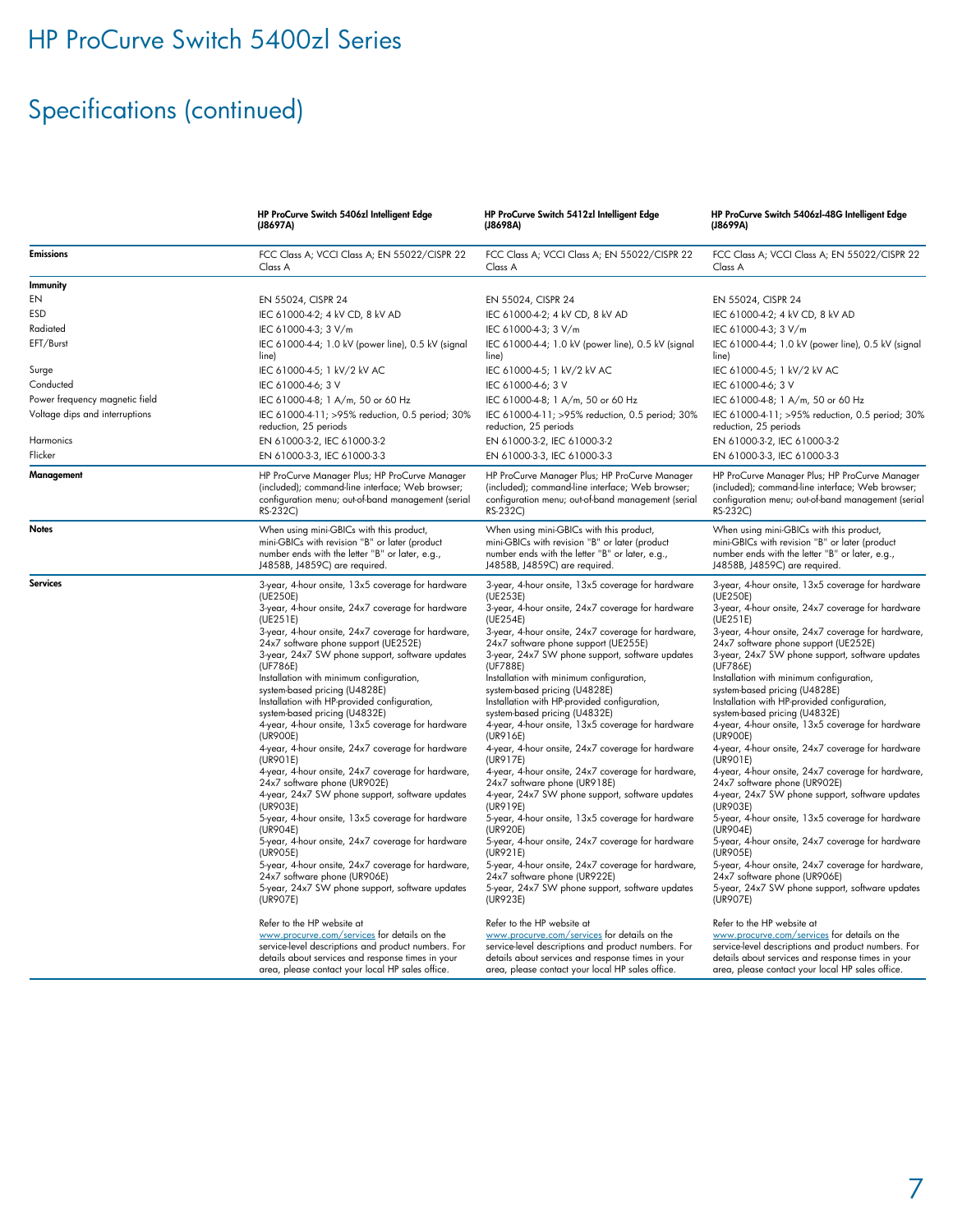# HP ProCurve Switch 5400zl Series

## Specifications (continued)

| | HP ProCurve Switch 5406zl Intelligent Edge (J8697A) | HP ProCurve Switch 5412zl Intelligent Edge (J8698A) | HP ProCurve Switch 5406zl-48G Intelligent Edge (J8699A) |
|---|---|---|---|
| **Emissions** | FCC Class A; VCCI Class A; EN 55022/CISPR 22 Class A | FCC Class A; VCCI Class A; EN 55022/CISPR 22 Class A | FCC Class A; VCCI Class A; EN 55022/CISPR 22 Class A |
| **Immunity** | | | |
| EN | EN 55024, CISPR 24 | EN 55024, CISPR 24 | EN 55024, CISPR 24 |
| ESD | IEC 61000-4-2; 4 kV CD, 8 kV AD | IEC 61000-4-2; 4 kV CD, 8 kV AD | IEC 61000-4-2; 4 kV CD, 8 kV AD |
| Radiated | IEC 61000-4-3; 3 V/m | IEC 61000-4-3; 3 V/m | IEC 61000-4-3; 3 V/m |
| EFT/Burst | IEC 61000-4-4; 1.0 kV (power line), 0.5 kV (signal line) | IEC 61000-4-4; 1.0 kV (power line), 0.5 kV (signal line) | IEC 61000-4-4; 1.0 kV (power line), 0.5 kV (signal line) |
| Surge | IEC 61000-4-5; 1 kV/2 kV AC | IEC 61000-4-5; 1 kV/2 kV AC | IEC 61000-4-5; 1 kV/2 kV AC |
| Conducted | IEC 61000-4-6; 3 V | IEC 61000-4-6; 3 V | IEC 61000-4-6; 3 V |
| Power frequency magnetic field | IEC 61000-4-8; 1 A/m, 50 or 60 Hz | IEC 61000-4-8; 1 A/m, 50 or 60 Hz | IEC 61000-4-8; 1 A/m, 50 or 60 Hz |
| Voltage dips and interruptions | IEC 61000-4-11; >95% reduction, 0.5 period; 30% reduction, 25 periods | IEC 61000-4-11; >95% reduction, 0.5 period; 30% reduction, 25 periods | IEC 61000-4-11; >95% reduction, 0.5 period; 30% reduction, 25 periods |
| Harmonics | EN 61000-3-2, IEC 61000-3-2 | EN 61000-3-2, IEC 61000-3-2 | EN 61000-3-2, IEC 61000-3-2 |
| Flicker | EN 61000-3-3, IEC 61000-3-3 | EN 61000-3-3, IEC 61000-3-3 | EN 61000-3-3, IEC 61000-3-3 |
| **Management** | HP ProCurve Manager Plus; HP ProCurve Manager (included); command-line interface; Web browser; configuration menu; out-of-band management (serial RS-232C) | HP ProCurve Manager Plus; HP ProCurve Manager (included); command-line interface; Web browser; configuration menu; out-of-band management (serial RS-232C) | HP ProCurve Manager Plus; HP ProCurve Manager (included); command-line interface; Web browser; configuration menu; out-of-band management (serial RS-232C) |
| **Notes** | When using mini-GBICs with this product, mini-GBICs with revision "B" or later (product number ends with the letter "B" or later, e.g., J4858B, J4859C) are required. | When using mini-GBICs with this product, mini-GBICs with revision "B" or later (product number ends with the letter "B" or later, e.g., J4858B, J4859C) are required. | When using mini-GBICs with this product, mini-GBICs with revision "B" or later (product number ends with the letter "B" or later, e.g., J4858B, J4859C) are required. |
| **Services** | 3-year, 4-hour onsite, 13x5 coverage for hardware (UE250E)<br>3-year, 4-hour onsite, 24x7 coverage for hardware (UE251E)<br>3-year, 4-hour onsite, 24x7 coverage for hardware, 24x7 software phone support (UE252E)<br>3-year, 24x7 SW phone support, software updates (UF786E)<br>Installation with minimum configuration, system-based pricing (U4828E)<br>Installation with HP-provided configuration, system-based pricing (U4832E)<br>4-year, 4-hour onsite, 13x5 coverage for hardware (UR900E)<br>4-year, 4-hour onsite, 24x7 coverage for hardware (UR901E)<br>4-year, 4-hour onsite, 24x7 coverage for hardware, 24x7 software phone (UR902E)<br>4-year, 24x7 SW phone support, software updates (UR903E)<br>5-year, 4-hour onsite, 13x5 coverage for hardware (UR904E)<br>5-year, 4-hour onsite, 24x7 coverage for hardware (UR905E)<br>5-year, 4-hour onsite, 24x7 coverage for hardware, 24x7 software phone (UR906E)<br>5-year, 24x7 SW phone support, software updates (UR907E)<br><br>Refer to the HP website at www.procurve.com/services for details on the service-level descriptions and product numbers. For details about services and response times in your area, please contact your local HP sales office. | 3-year, 4-hour onsite, 13x5 coverage for hardware (UE253E)<br>3-year, 4-hour onsite, 24x7 coverage for hardware (UE254E)<br>3-year, 4-hour onsite, 24x7 coverage for hardware, 24x7 software phone support (UE255E)<br>3-year, 24x7 SW phone support, software updates (UF788E)<br>Installation with minimum configuration, system-based pricing (U4828E)<br>Installation with HP-provided configuration, system-based pricing (U4832E)<br>4-year, 4-hour onsite, 13x5 coverage for hardware (UR916E)<br>4-year, 4-hour onsite, 24x7 coverage for hardware (UR917E)<br>4-year, 4-hour onsite, 24x7 coverage for hardware, 24x7 software phone (UR918E)<br>4-year, 24x7 SW phone support, software updates (UR919E)<br>5-year, 4-hour onsite, 13x5 coverage for hardware (UR920E)<br>5-year, 4-hour onsite, 24x7 coverage for hardware (UR921E)<br>5-year, 4-hour onsite, 24x7 coverage for hardware, 24x7 software phone (UR922E)<br>5-year, 24x7 SW phone support, software updates (UR923E)<br><br>Refer to the HP website at www.procurve.com/services for details on the service-level descriptions and product numbers. For details about services and response times in your area, please contact your local HP sales office. | 3-year, 4-hour onsite, 13x5 coverage for hardware (UE250E)<br>3-year, 4-hour onsite, 24x7 coverage for hardware (UE251E)<br>3-year, 4-hour onsite, 24x7 coverage for hardware, 24x7 software phone support (UE252E)<br>3-year, 24x7 SW phone support, software updates (UF786E)<br>Installation with minimum configuration, system-based pricing (U4828E)<br>Installation with HP-provided configuration, system-based pricing (U4832E)<br>4-year, 4-hour onsite, 13x5 coverage for hardware (UR900E)<br>4-year, 4-hour onsite, 24x7 coverage for hardware (UR901E)<br>4-year, 4-hour onsite, 24x7 coverage for hardware, 24x7 software phone (UR902E)<br>4-year, 24x7 SW phone support, software updates (UR903E)<br>5-year, 4-hour onsite, 13x5 coverage for hardware (UR904E)<br>5-year, 4-hour onsite, 24x7 coverage for hardware (UR905E)<br>5-year, 4-hour onsite, 24x7 coverage for hardware, 24x7 software phone (UR906E)<br>5-year, 24x7 SW phone support, software updates (UR907E)<br><br>Refer to the HP website at www.procurve.com/services for details on the service-level descriptions and product numbers. For details about services and response times in your area, please contact your local HP sales office. |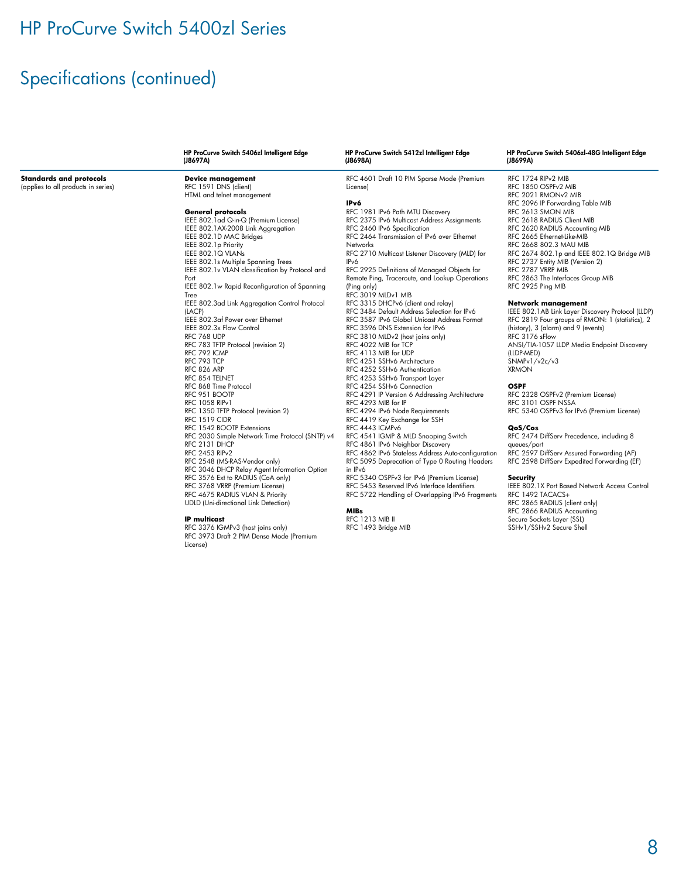# HP ProCurve Switch 5400zl Series

## Specifications (continued)

| | HP ProCurve Switch 5406zl Intelligent Edge (J8697A) | HP ProCurve Switch 5412zl Intelligent Edge (J8698A) | HP ProCurve Switch 5406zl-48G Intelligent Edge (J8699A) |
|---|---|---|---|

**Standards and protocols**
(applies to all products in series)

**Device management**
RFC 1591 DNS (client)
HTML and telnet management

**General protocols**
IEEE 802.1ad Q-in-Q (Premium License)
IEEE 802.1AX-2008 Link Aggregation
IEEE 802.1D MAC Bridges
IEEE 802.1p Priority
IEEE 802.1Q VLANs
IEEE 802.1s Multiple Spanning Trees
IEEE 802.1v VLAN classification by Protocol and Port
IEEE 802.1w Rapid Reconfiguration of Spanning Tree
IEEE 802.3ad Link Aggregation Control Protocol (LACP)
IEEE 802.3af Power over Ethernet
IEEE 802.3x Flow Control
RFC 768 UDP
RFC 783 TFTP Protocol (revision 2)
RFC 792 ICMP
RFC 793 TCP
RFC 826 ARP
RFC 854 TELNET
RFC 868 Time Protocol
RFC 951 BOOTP
RFC 1058 RIPv1
RFC 1350 TFTP Protocol (revision 2)
RFC 1519 CIDR
RFC 1542 BOOTP Extensions
RFC 2030 Simple Network Time Protocol (SNTP) v4
RFC 2131 DHCP
RFC 2453 RIPv2
RFC 2548 (MS-RAS-Vendor only)
RFC 3046 DHCP Relay Agent Information Option
RFC 3576 Ext to RADIUS (CoA only)
RFC 3768 VRRP (Premium License)
RFC 4675 RADIUS VLAN & Priority
UDLD (Uni-directional Link Detection)

**IP multicast**
RFC 3376 IGMPv3 (host joins only)
RFC 3973 Draft 2 PIM Dense Mode (Premium License)
RFC 4601 Draft 10 PIM Sparse Mode (Premium License)

**IPv6**
RFC 1981 IPv6 Path MTU Discovery
RFC 2375 IPv6 Multicast Address Assignments
RFC 2460 IPv6 Specification
RFC 2464 Transmission of IPv6 over Ethernet Networks
RFC 2710 Multicast Listener Discovery (MLD) for IPv6
RFC 2925 Definitions of Managed Objects for Remote Ping, Traceroute, and Lookup Operations (Ping only)
RFC 3019 MLDv1 MIB
RFC 3315 DHCPv6 (client and relay)
RFC 3484 Default Address Selection for IPv6
RFC 3587 IPv6 Global Unicast Address Format
RFC 3596 DNS Extension for IPv6
RFC 3810 MLDv2 (host joins only)
RFC 4022 MIB for TCP
RFC 4113 MIB for UDP
RFC 4251 SSHv6 Architecture
RFC 4252 SSHv6 Authentication
RFC 4253 SSHv6 Transport Layer
RFC 4254 SSHv6 Connection
RFC 4291 IP Version 6 Addressing Architecture
RFC 4293 MIB for IP
RFC 4294 IPv6 Node Requirements
RFC 4419 Key Exchange for SSH
RFC 4443 ICMPv6
RFC 4541 IGMP & MLD Snooping Switch
RFC 4861 IPv6 Neighbor Discovery
RFC 4862 IPv6 Stateless Address Auto-configuration
RFC 5095 Deprecation of Type 0 Routing Headers in IPv6
RFC 5340 OSPFv3 for IPv6 (Premium License)
RFC 5453 Reserved IPv6 Interface Identifiers
RFC 5722 Handling of Overlapping IPv6 Fragments

**MIBs**
RFC 1213 MIB II
RFC 1493 Bridge MIB
RFC 1724 RIPv2 MIB
RFC 1850 OSPFv2 MIB
RFC 2021 RMONv2 MIB
RFC 2096 IP Forwarding Table MIB
RFC 2613 SMON MIB
RFC 2618 RADIUS Client MIB
RFC 2620 RADIUS Accounting MIB
RFC 2665 Ethernet-Like-MIB
RFC 2668 802.3 MAU MIB
RFC 2674 802.1p and IEEE 802.1Q Bridge MIB
RFC 2737 Entity MIB (Version 2)
RFC 2787 VRRP MIB
RFC 2863 The Interfaces Group MIB
RFC 2925 Ping MIB

**Network management**
IEEE 802.1AB Link Layer Discovery Protocol (LLDP)
RFC 2819 Four groups of RMON: 1 (statistics), 2 (history), 3 (alarm) and 9 (events)
RFC 3176 sFlow
ANSI/TIA-1057 LLDP Media Endpoint Discovery (LLDP-MED)
SNMPv1/v2c/v3
XRMON

**OSPF**
RFC 2328 OSPFv2 (Premium License)
RFC 3101 OSPF NSSA
RFC 5340 OSPFv3 for IPv6 (Premium License)

**QoS/Cos**
RFC 2474 DiffServ Precedence, including 8 queues/port
RFC 2597 DiffServ Assured Forwarding (AF)
RFC 2598 DiffServ Expedited Forwarding (EF)

**Security**
IEEE 802.1X Port Based Network Access Control
RFC 1492 TACACS+
RFC 2865 RADIUS (client only)
RFC 2866 RADIUS Accounting
Secure Sockets Layer (SSL)
SSHv1/SSHv2 Secure Shell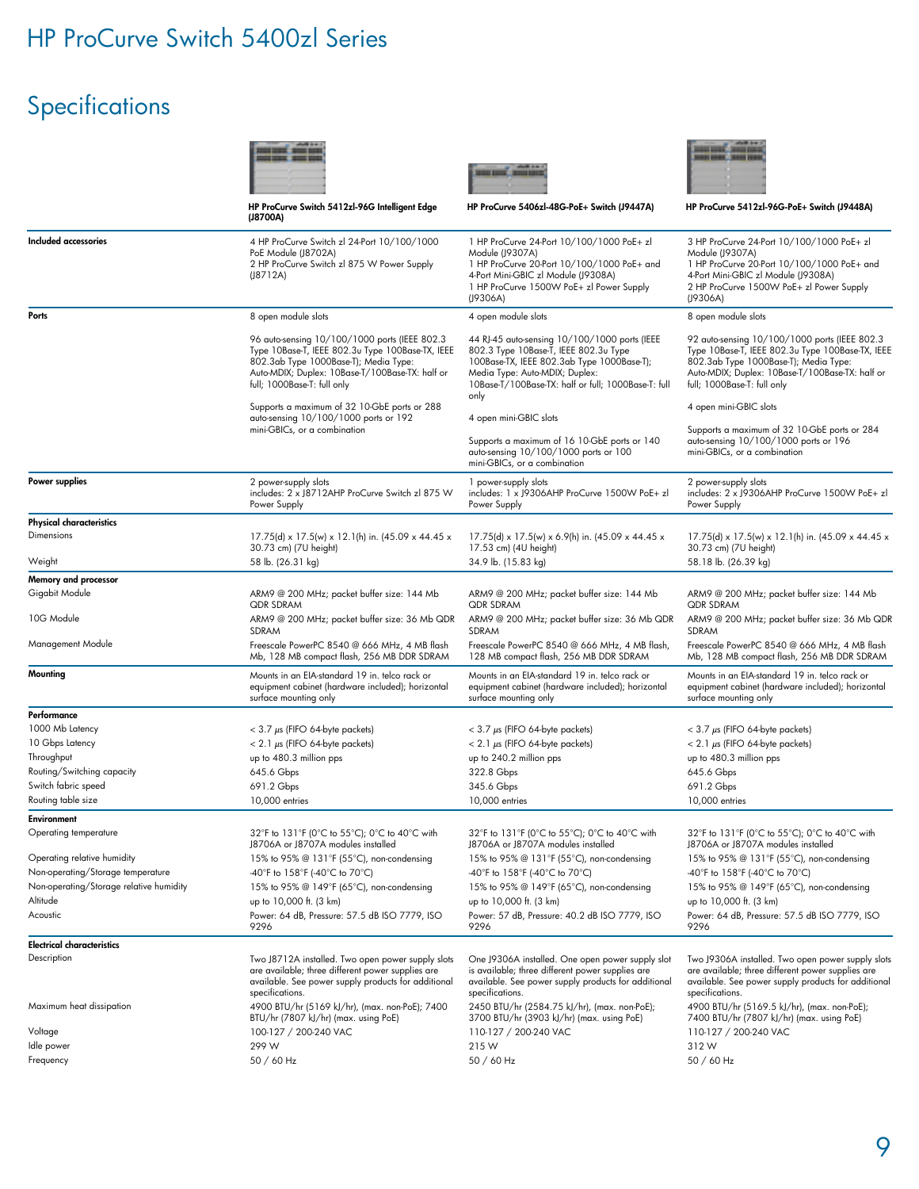# HP ProCurve Switch 5400zl Series

## Specifications

| | HP ProCurve Switch 5412zl-96G Intelligent Edge (J8700A) | HP ProCurve 5406zl-48G-PoE+ Switch (J9447A) | HP ProCurve 5412zl-96G-PoE+ Switch (J9448A) |
|---|---|---|---|
| **Included accessories** | 4 HP ProCurve Switch zl 24-Port 10/100/1000 PoE Module (J8702A)<br>2 HP ProCurve Switch zl 875 W Power Supply (J8712A) | 1 HP ProCurve 24-Port 10/100/1000 PoE+ zl Module (J9307A)<br>1 HP ProCurve 20-Port 10/100/1000 PoE+ and 4-Port Mini-GBIC zl Module (J9308A)<br>1 HP ProCurve 1500W PoE+ zl Power Supply (J9306A) | 3 HP ProCurve 24-Port 10/100/1000 PoE+ zl Module (J9307A)<br>1 HP ProCurve 20-Port 10/100/1000 PoE+ and 4-Port Mini-GBIC zl Module (J9308A)<br>2 HP ProCurve 1500W PoE+ zl Power Supply (J9306A) |
| **Ports** | 8 open module slots<br><br>96 auto-sensing 10/100/1000 ports (IEEE 802.3 Type 10Base-T, IEEE 802.3u Type 100Base-TX, IEEE 802.3ab Type 1000Base-T); Media Type: Auto-MDIX; Duplex: 10Base-T/100Base-TX: half or full; 1000Base-T: full only<br><br>Supports a maximum of 32 10-GbE ports or 288 auto-sensing 10/100/1000 ports or 192 mini-GBICs, or a combination | 4 open module slots<br><br>44 RJ-45 auto-sensing 10/100/1000 ports (IEEE 802.3 Type 10Base-T, IEEE 802.3u Type 100Base-TX, IEEE 802.3ab Type 1000Base-T); Media Type: Auto-MDIX; Duplex: 10Base-T/100Base-TX: half or full; 1000Base-T: full only<br><br>4 open mini-GBIC slots<br><br>Supports a maximum of 16 10-GbE ports or 140 auto-sensing 10/100/1000 ports or 100 mini-GBICs, or a combination | 8 open module slots<br><br>92 auto-sensing 10/100/1000 ports (IEEE 802.3 Type 10Base-T, IEEE 802.3u Type 100Base-TX, IEEE 802.3ab Type 1000Base-T); Media Type: Auto-MDIX; Duplex: 10Base-T/100Base-TX: half or full; 1000Base-T: full only<br><br>4 open mini-GBIC slots<br><br>Supports a maximum of 32 10-GbE ports or 284 auto-sensing 10/100/1000 ports or 196 mini-GBICs, or a combination |
| **Power supplies** | 2 power-supply slots<br>includes: 2 x J8712AHP ProCurve Switch zl 875 W Power Supply | 1 power-supply slots<br>includes: 1 x J9306AHP ProCurve 1500W PoE+ zl Power Supply | 2 power-supply slots<br>includes: 2 x J9306AHP ProCurve 1500W PoE+ zl Power Supply |
| **Physical characteristics** | | | |
| Dimensions | 17.75(d) x 17.5(w) x 12.1(h) in. (45.09 x 44.45 x 30.73 cm) (7U height) | 17.75(d) x 17.5(w) x 6.9(h) in. (45.09 x 44.45 x 17.53 cm) (4U height) | 17.75(d) x 17.5(w) x 12.1(h) in. (45.09 x 44.45 x 30.73 cm) (7U height) |
| Weight | 58 lb. (26.31 kg) | 34.9 lb. (15.83 kg) | 58.18 lb. (26.39 kg) |
| **Memory and processor** | | | |
| Gigabit Module | ARM9 @ 200 MHz; packet buffer size: 144 Mb QDR SDRAM | ARM9 @ 200 MHz; packet buffer size: 144 Mb QDR SDRAM | ARM9 @ 200 MHz; packet buffer size: 144 Mb QDR SDRAM |
| 10G Module | ARM9 @ 200 MHz; packet buffer size: 36 Mb QDR SDRAM | ARM9 @ 200 MHz; packet buffer size: 36 Mb QDR SDRAM | ARM9 @ 200 MHz; packet buffer size: 36 Mb QDR SDRAM |
| Management Module | Freescale PowerPC 8540 @ 666 MHz, 4 MB flash Mb, 128 MB compact flash, 256 MB DDR SDRAM | Freescale PowerPC 8540 @ 666 MHz, 4 MB flash, 128 MB compact flash, 256 MB DDR SDRAM | Freescale PowerPC 8540 @ 666 MHz, 4 MB flash Mb, 128 MB compact flash, 256 MB DDR SDRAM |
| **Mounting** | Mounts in an EIA-standard 19 in. telco rack or equipment cabinet (hardware included); horizontal surface mounting only | Mounts in an EIA-standard 19 in. telco rack or equipment cabinet (hardware included); horizontal surface mounting only | Mounts in an EIA-standard 19 in. telco rack or equipment cabinet (hardware included); horizontal surface mounting only |
| **Performance** | | | |
| 1000 Mb Latency | < 3.7 µs (FIFO 64-byte packets) | < 3.7 µs (FIFO 64-byte packets) | < 3.7 µs (FIFO 64-byte packets) |
| 10 Gbps Latency | < 2.1 µs (FIFO 64-byte packets) | < 2.1 µs (FIFO 64-byte packets) | < 2.1 µs (FIFO 64-byte packets) |
| Throughput | up to 480.3 million pps | up to 240.2 million pps | up to 480.3 million pps |
| Routing/Switching capacity | 645.6 Gbps | 322.8 Gbps | 645.6 Gbps |
| Switch fabric speed | 691.2 Gbps | 345.6 Gbps | 691.2 Gbps |
| Routing table size | 10,000 entries | 10,000 entries | 10,000 entries |
| **Environment** | | | |
| Operating temperature | 32°F to 131°F (0°C to 55°C); 0°C to 40°C with J8706A or J8707A modules installed | 32°F to 131°F (0°C to 55°C); 0°C to 40°C with J8706A or J8707A modules installed | 32°F to 131°F (0°C to 55°C); 0°C to 40°C with J8706A or J8707A modules installed |
| Operating relative humidity | 15% to 95% @ 131°F (55°C), non-condensing | 15% to 95% @ 131°F (55°C), non-condensing | 15% to 95% @ 131°F (55°C), non-condensing |
| Non-operating/Storage temperature | -40°F to 158°F (-40°C to 70°C) | -40°F to 158°F (-40°C to 70°C) | -40°F to 158°F (-40°C to 70°C) |
| Non-operating/Storage relative humidity | 15% to 95% @ 149°F (65°C), non-condensing | 15% to 95% @ 149°F (65°C), non-condensing | 15% to 95% @ 149°F (65°C), non-condensing |
| Altitude | up to 10,000 ft. (3 km) | up to 10,000 ft. (3 km) | up to 10,000 ft. (3 km) |
| Acoustic | Power: 64 dB, Pressure: 57.5 dB ISO 7779, ISO 9296 | Power: 57 dB, Pressure: 40.2 dB ISO 7779, ISO 9296 | Power: 64 dB, Pressure: 57.5 dB ISO 7779, ISO 9296 |
| **Electrical characteristics** | | | |
| Description | Two J8712A installed. Two open power supply slots are available; three different power supplies are available. See power supply products for additional specifications. | One J9306A installed. One open power supply slot is available; three different power supplies are available. See power supply products for additional specifications. | Two J9306A installed. Two open power supply slots are available; three different power supplies are available. See power supply products for additional specifications. |
| Maximum heat dissipation | 4900 BTU/hr (5169 kJ/hr), (max. non-PoE); 7400 BTU/hr (7807 kJ/hr) (max. using PoE) | 2450 BTU/hr (2584.75 kJ/hr), (max. non-PoE); 3700 BTU/hr (3903 kJ/hr) (max. using PoE) | 4900 BTU/hr (5169.5 kJ/hr), (max. non-PoE); 7400 BTU/hr (7807 kJ/hr) (max. using PoE) |
| Voltage | 100-127 / 200-240 VAC | 110-127 / 200-240 VAC | 110-127 / 200-240 VAC |
| Idle power | 299 W | 215 W | 312 W |
| Frequency | 50 / 60 Hz | 50 / 60 Hz | 50 / 60 Hz |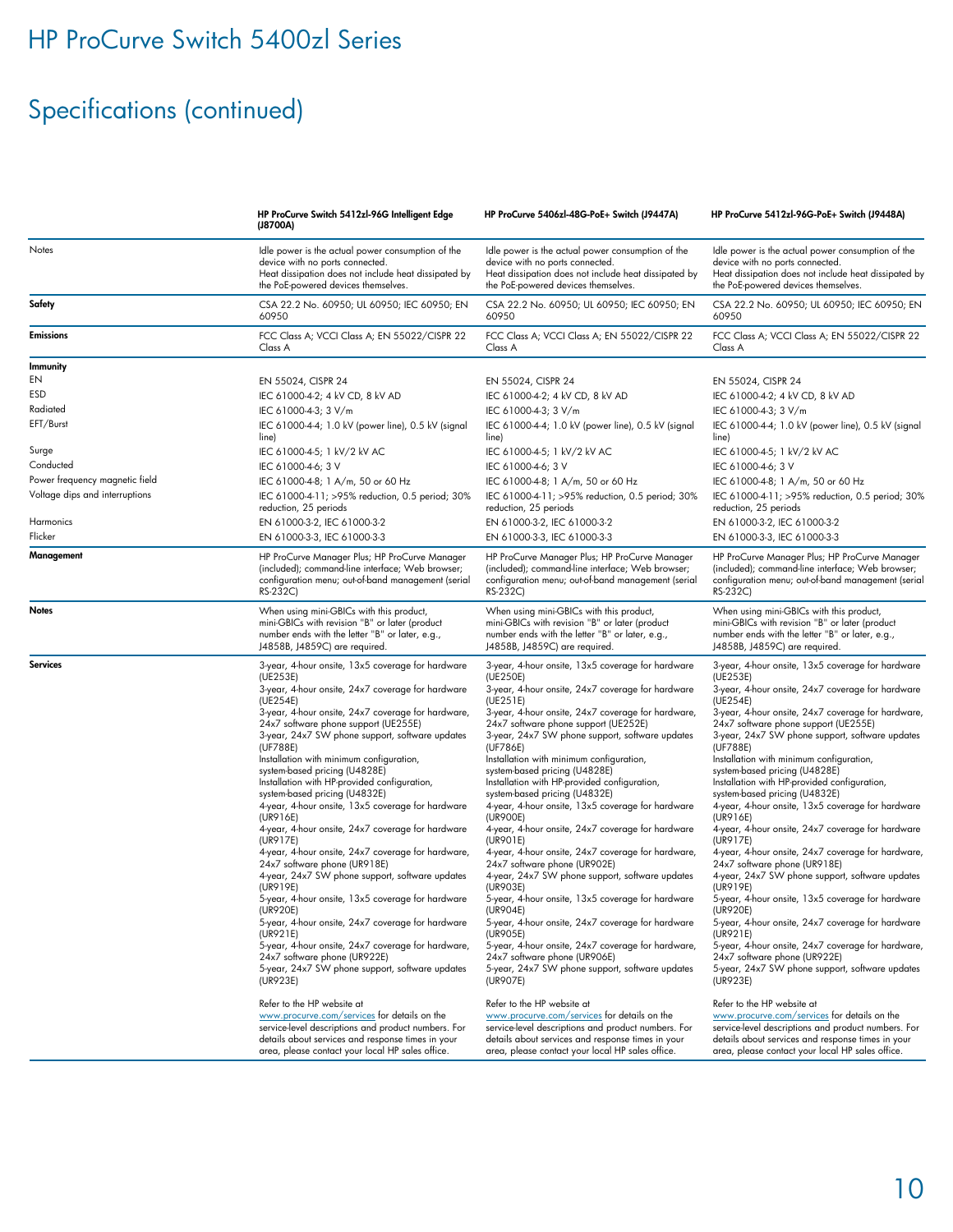# HP ProCurve Switch 5400zl Series

## Specifications (continued)

| | HP ProCurve Switch 5412zl-96G Intelligent Edge (J8700A) | HP ProCurve 5406zl-48G-PoE+ Switch (J9447A) | HP ProCurve 5412zl-96G-PoE+ Switch (J9448A) |
|---|---|---|---|
| Notes | Idle power is the actual power consumption of the device with no ports connected.<br>Heat dissipation does not include heat dissipated by the PoE-powered devices themselves. | Idle power is the actual power consumption of the device with no ports connected.<br>Heat dissipation does not include heat dissipated by the PoE-powered devices themselves. | Idle power is the actual power consumption of the device with no ports connected.<br>Heat dissipation does not include heat dissipated by the PoE-powered devices themselves. |
| **Safety** | CSA 22.2 No. 60950; UL 60950; IEC 60950; EN 60950 | CSA 22.2 No. 60950; UL 60950; IEC 60950; EN 60950 | CSA 22.2 No. 60950; UL 60950; IEC 60950; EN 60950 |
| **Emissions** | FCC Class A; VCCI Class A; EN 55022/CISPR 22 Class A | FCC Class A; VCCI Class A; EN 55022/CISPR 22 Class A | FCC Class A; VCCI Class A; EN 55022/CISPR 22 Class A |
| **Immunity** | | | |
| EN | EN 55024, CISPR 24 | EN 55024, CISPR 24 | EN 55024, CISPR 24 |
| ESD | IEC 61000-4-2; 4 kV CD, 8 kV AD | IEC 61000-4-2; 4 kV CD, 8 kV AD | IEC 61000-4-2; 4 kV CD, 8 kV AD |
| Radiated | IEC 61000-4-3; 3 V/m | IEC 61000-4-3; 3 V/m | IEC 61000-4-3; 3 V/m |
| EFT/Burst | IEC 61000-4-4; 1.0 kV (power line), 0.5 kV (signal line) | IEC 61000-4-4; 1.0 kV (power line), 0.5 kV (signal line) | IEC 61000-4-4; 1.0 kV (power line), 0.5 kV (signal line) |
| Surge | IEC 61000-4-5; 1 kV/2 kV AC | IEC 61000-4-5; 1 kV/2 kV AC | IEC 61000-4-5; 1 kV/2 kV AC |
| Conducted | IEC 61000-4-6; 3 V | IEC 61000-4-6; 3 V | IEC 61000-4-6; 3 V |
| Power frequency magnetic field | IEC 61000-4-8; 1 A/m, 50 or 60 Hz | IEC 61000-4-8; 1 A/m, 50 or 60 Hz | IEC 61000-4-8; 1 A/m, 50 or 60 Hz |
| Voltage dips and interruptions | IEC 61000-4-11; >95% reduction, 0.5 period; 30% reduction, 25 periods | IEC 61000-4-11; >95% reduction, 0.5 period; 30% reduction, 25 periods | IEC 61000-4-11; >95% reduction, 0.5 period; 30% reduction, 25 periods |
| Harmonics | EN 61000-3-2, IEC 61000-3-2 | EN 61000-3-2, IEC 61000-3-2 | EN 61000-3-2, IEC 61000-3-2 |
| Flicker | EN 61000-3-3, IEC 61000-3-3 | EN 61000-3-3, IEC 61000-3-3 | EN 61000-3-3, IEC 61000-3-3 |
| **Management** | HP ProCurve Manager Plus; HP ProCurve Manager (included); command-line interface; Web browser; configuration menu; out-of-band management (serial RS-232C) | HP ProCurve Manager Plus; HP ProCurve Manager (included); command-line interface; Web browser; configuration menu; out-of-band management (serial RS-232C) | HP ProCurve Manager Plus; HP ProCurve Manager (included); command-line interface; Web browser; configuration menu; out-of-band management (serial RS-232C) |
| **Notes** | When using mini-GBICs with this product, mini-GBICs with revision "B" or later (product number ends with the letter "B" or later, e.g., J4858B, J4859C) are required. | When using mini-GBICs with this product, mini-GBICs with revision "B" or later (product number ends with the letter "B" or later, e.g., J4858B, J4859C) are required. | When using mini-GBICs with this product, mini-GBICs with revision "B" or later (product number ends with the letter "B" or later, e.g., J4858B, J4859C) are required. |
| **Services** | 3-year, 4-hour onsite, 13x5 coverage for hardware (UE253E)<br>3-year, 4-hour onsite, 24x7 coverage for hardware (UE254E)<br>3-year, 4-hour onsite, 24x7 coverage for hardware, 24x7 software phone support (UE255E)<br>3-year, 24x7 SW phone support, software updates (UF788E)<br>Installation with minimum configuration, system-based pricing (U4828E)<br>Installation with HP-provided configuration, system-based pricing (U4832E)<br>4-year, 4-hour onsite, 13x5 coverage for hardware (UR916E)<br>4-year, 4-hour onsite, 24x7 coverage for hardware (UR917E)<br>4-year, 4-hour onsite, 24x7 coverage for hardware, 24x7 software phone (UR918E)<br>4-year, 24x7 SW phone support, software updates (UR919E)<br>5-year, 4-hour onsite, 13x5 coverage for hardware (UR920E)<br>5-year, 4-hour onsite, 24x7 coverage for hardware (UR921E)<br>5-year, 4-hour onsite, 24x7 coverage for hardware, 24x7 software phone (UR922E)<br>5-year, 24x7 SW phone support, software updates (UR923E)<br><br>Refer to the HP website at www.procurve.com/services for details on the service-level descriptions and product numbers. For details about services and response times in your area, please contact your local HP sales office. | 3-year, 4-hour onsite, 13x5 coverage for hardware (UE250E)<br>3-year, 4-hour onsite, 24x7 coverage for hardware (UE251E)<br>3-year, 4-hour onsite, 24x7 coverage for hardware, 24x7 software phone support (UE252E)<br>3-year, 24x7 SW phone support, software updates (UF786E)<br>Installation with minimum configuration, system-based pricing (U4828E)<br>Installation with HP-provided configuration, system-based pricing (U4832E)<br>4-year, 4-hour onsite, 13x5 coverage for hardware (UR900E)<br>4-year, 4-hour onsite, 24x7 coverage for hardware (UR901E)<br>4-year, 4-hour onsite, 24x7 coverage for hardware, 24x7 software phone (UR902E)<br>4-year, 24x7 SW phone support, software updates (UR903E)<br>5-year, 4-hour onsite, 13x5 coverage for hardware (UR904E)<br>5-year, 4-hour onsite, 24x7 coverage for hardware (UR905E)<br>5-year, 4-hour onsite, 24x7 coverage for hardware, 24x7 software phone (UR906E)<br>5-year, 24x7 SW phone support, software updates (UR907E)<br><br>Refer to the HP website at www.procurve.com/services for details on the service-level descriptions and product numbers. For details about services and response times in your area, please contact your local HP sales office. | 3-year, 4-hour onsite, 13x5 coverage for hardware (UE253E)<br>3-year, 4-hour onsite, 24x7 coverage for hardware (UE254E)<br>3-year, 4-hour onsite, 24x7 coverage for hardware, 24x7 software phone support (UE255E)<br>3-year, 24x7 SW phone support, software updates (UF788E)<br>Installation with minimum configuration, system-based pricing (U4828E)<br>Installation with HP-provided configuration, system-based pricing (U4832E)<br>4-year, 4-hour onsite, 13x5 coverage for hardware (UR916E)<br>4-year, 4-hour onsite, 24x7 coverage for hardware (UR917E)<br>4-year, 4-hour onsite, 24x7 coverage for hardware, 24x7 software phone (UR918E)<br>4-year, 24x7 SW phone support, software updates (UR919E)<br>5-year, 4-hour onsite, 13x5 coverage for hardware (UR920E)<br>5-year, 4-hour onsite, 24x7 coverage for hardware (UR921E)<br>5-year, 4-hour onsite, 24x7 coverage for hardware, 24x7 software phone (UR922E)<br>5-year, 24x7 SW phone support, software updates (UR923E)<br><br>Refer to the HP website at www.procurve.com/services for details on the service-level descriptions and product numbers. For details about services and response times in your area, please contact your local HP sales office. |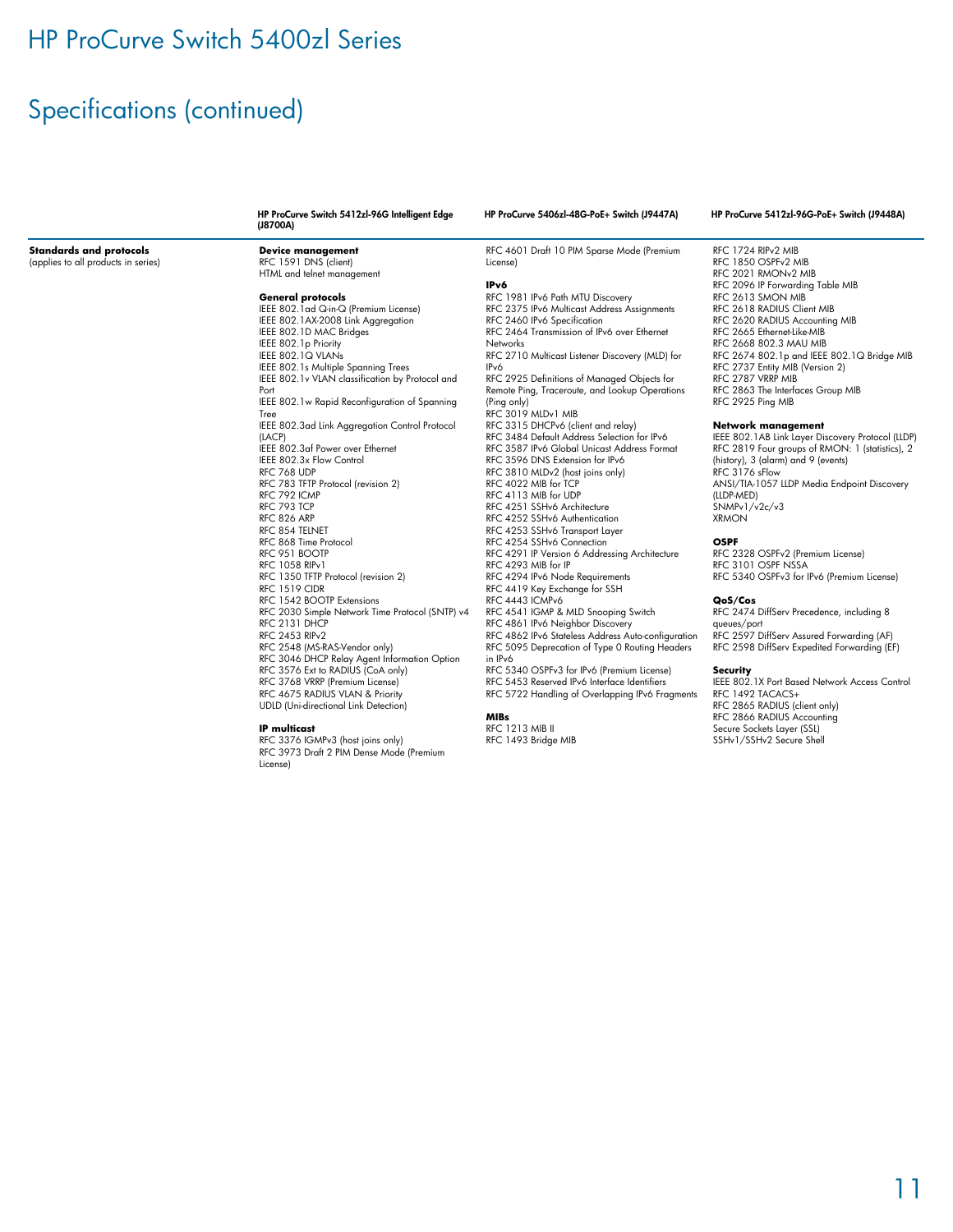# HP ProCurve Switch 5400zl Series

## Specifications (continued)

| | HP ProCurve Switch 5412zl-96G Intelligent Edge (J8700A) | HP ProCurve 5406zl-48G-PoE+ Switch (J9447A) | HP ProCurve 5412zl-96G-PoE+ Switch (J9448A) |
|---|---|---|---|

**Standards and protocols**
(applies to all products in series)

**Device management**
RFC 1591 DNS (client)
HTML and telnet management

**General protocols**
IEEE 802.1ad Q-in-Q (Premium License)
IEEE 802.1AX-2008 Link Aggregation
IEEE 802.1D MAC Bridges
IEEE 802.1p Priority
IEEE 802.1Q VLANs
IEEE 802.1s Multiple Spanning Trees
IEEE 802.1v VLAN classification by Protocol and Port
IEEE 802.1w Rapid Reconfiguration of Spanning Tree
IEEE 802.3ad Link Aggregation Control Protocol (LACP)
IEEE 802.3af Power over Ethernet
IEEE 802.3x Flow Control
RFC 768 UDP
RFC 783 TFTP Protocol (revision 2)
RFC 792 ICMP
RFC 793 TCP
RFC 826 ARP
RFC 854 TELNET
RFC 868 Time Protocol
RFC 951 BOOTP
RFC 1058 RIPv1
RFC 1350 TFTP Protocol (revision 2)
RFC 1519 CIDR
RFC 1542 BOOTP Extensions
RFC 2030 Simple Network Time Protocol (SNTP) v4
RFC 2131 DHCP
RFC 2453 RIPv2
RFC 2548 (MS-RAS-Vendor only)
RFC 3046 DHCP Relay Agent Information Option
RFC 3576 Ext to RADIUS (CoA only)
RFC 3768 VRRP (Premium License)
RFC 4675 RADIUS VLAN & Priority
UDLD (Uni-directional Link Detection)

**IP multicast**
RFC 3376 IGMPv3 (host joins only)
RFC 3973 Draft 2 PIM Dense Mode (Premium License)
RFC 4601 Draft 10 PIM Sparse Mode (Premium License)

**IPv6**
RFC 1981 IPv6 Path MTU Discovery
RFC 2375 IPv6 Multicast Address Assignments
RFC 2460 IPv6 Specification
RFC 2464 Transmission of IPv6 over Ethernet Networks
RFC 2710 Multicast Listener Discovery (MLD) for IPv6
RFC 2925 Definitions of Managed Objects for Remote Ping, Traceroute, and Lookup Operations (Ping only)
RFC 3019 MLDv1 MIB
RFC 3315 DHCPv6 (client and relay)
RFC 3484 Default Address Selection for IPv6
RFC 3587 IPv6 Global Unicast Address Format
RFC 3596 DNS Extension for IPv6
RFC 3810 MLDv2 (host joins only)
RFC 4022 MIB for TCP
RFC 4113 MIB for UDP
RFC 4251 SSHv6 Architecture
RFC 4252 SSHv6 Authentication
RFC 4253 SSHv6 Transport Layer
RFC 4254 SSHv6 Connection
RFC 4291 IP Version 6 Addressing Architecture
RFC 4293 MIB for IP
RFC 4294 IPv6 Node Requirements
RFC 4419 Key Exchange for SSH
RFC 4443 ICMPv6
RFC 4541 IGMP & MLD Snooping Switch
RFC 4861 IPv6 Neighbor Discovery
RFC 4862 IPv6 Stateless Address Auto-configuration
RFC 5095 Deprecation of Type 0 Routing Headers in IPv6
RFC 5340 OSPFv3 for IPv6 (Premium License)
RFC 5453 Reserved IPv6 Interface Identifiers
RFC 5722 Handling of Overlapping IPv6 Fragments

**MIBs**
RFC 1213 MIB II
RFC 1493 Bridge MIB
RFC 1724 RIPv2 MIB
RFC 1850 OSPFv2 MIB
RFC 2021 RMONv2 MIB
RFC 2096 IP Forwarding Table MIB
RFC 2613 SMON MIB
RFC 2618 RADIUS Client MIB
RFC 2620 RADIUS Accounting MIB
RFC 2665 Ethernet-Like-MIB
RFC 2668 802.3 MAU MIB
RFC 2674 802.1p and IEEE 802.1Q Bridge MIB
RFC 2737 Entity MIB (Version 2)
RFC 2787 VRRP MIB
RFC 2863 The Interfaces Group MIB
RFC 2925 Ping MIB

**Network management**
IEEE 802.1AB Link Layer Discovery Protocol (LLDP)
RFC 2819 Four groups of RMON: 1 (statistics), 2 (history), 3 (alarm) and 9 (events)
RFC 3176 sFlow
ANSI/TIA-1057 LLDP Media Endpoint Discovery (LLDP-MED)
SNMPv1/v2c/v3
XRMON

**OSPF**
RFC 2328 OSPFv2 (Premium License)
RFC 3101 OSPF NSSA
RFC 5340 OSPFv3 for IPv6 (Premium License)

**QoS/Cos**
RFC 2474 DiffServ Precedence, including 8 queues/port
RFC 2597 DiffServ Assured Forwarding (AF)
RFC 2598 DiffServ Expedited Forwarding (EF)

**Security**
IEEE 802.1X Port Based Network Access Control
RFC 1492 TACACS+
RFC 2865 RADIUS (client only)
RFC 2866 RADIUS Accounting
Secure Sockets Layer (SSL)
SSHv1/SSHv2 Secure Shell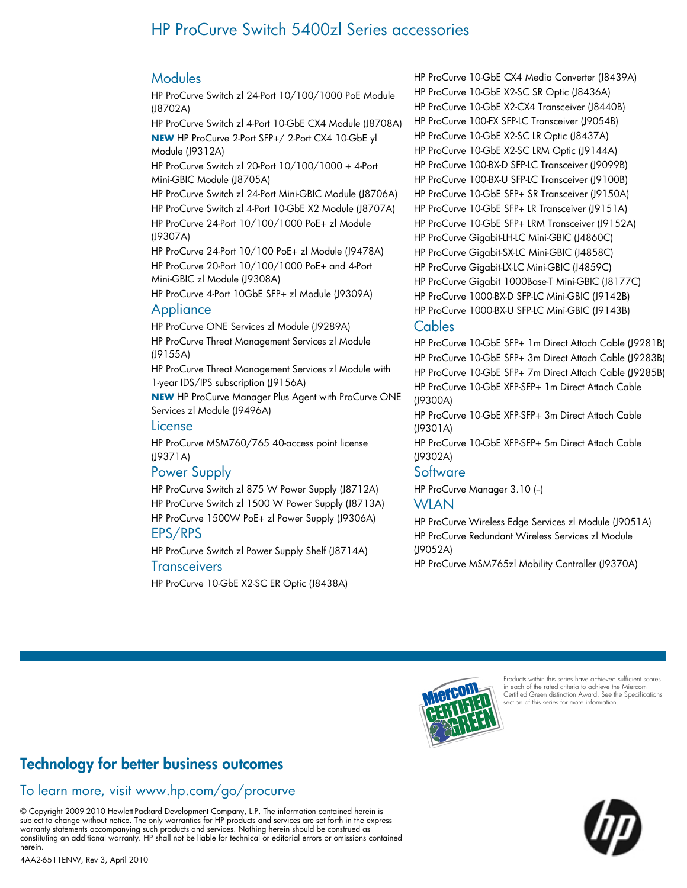# HP ProCurve Switch 5400zl Series accessories

## Modules

HP ProCurve Switch zl 24-Port 10/100/1000 PoE Module (J8702A)

HP ProCurve Switch zl 4-Port 10-GbE CX4 Module (J8708A)

**NEW** HP ProCurve 2-Port SFP+/ 2-Port CX4 10-GbE yl Module (J9312A)

HP ProCurve Switch zl 20-Port 10/100/1000 + 4-Port Mini-GBIC Module (J8705A)

HP ProCurve Switch zl 24-Port Mini-GBIC Module (J8706A)

HP ProCurve Switch zl 4-Port 10-GbE X2 Module (J8707A)

HP ProCurve 24-Port 10/100/1000 PoE+ zl Module (J9307A)

HP ProCurve 24-Port 10/100 PoE+ zl Module (J9478A)

HP ProCurve 20-Port 10/100/1000 PoE+ and 4-Port Mini-GBIC zl Module (J9308A)

HP ProCurve 4-Port 10GbE SFP+ zl Module (J9309A)

## Appliance

HP ProCurve ONE Services zl Module (J9289A)

HP ProCurve Threat Management Services zl Module (J9155A)

HP ProCurve Threat Management Services zl Module with 1-year IDS/IPS subscription (J9156A)

**NEW** HP ProCurve Manager Plus Agent with ProCurve ONE Services zl Module (J9496A)

## License

HP ProCurve MSM760/765 40-access point license (J9371A)

## Power Supply

HP ProCurve Switch zl 875 W Power Supply (J8712A)

HP ProCurve Switch zl 1500 W Power Supply (J8713A)

HP ProCurve 1500W PoE+ zl Power Supply (J9306A)

## EPS/RPS

HP ProCurve Switch zl Power Supply Shelf (J8714A)

## Transceivers

HP ProCurve 10-GbE X2-SC ER Optic (J8438A)

HP ProCurve 10-GbE CX4 Media Converter (J8439A)

HP ProCurve 10-GbE X2-SC SR Optic (J8436A)

HP ProCurve 10-GbE X2-CX4 Transceiver (J8440B)

HP ProCurve 100-FX SFP-LC Transceiver (J9054B)

HP ProCurve 10-GbE X2-SC LR Optic (J8437A)

HP ProCurve 10-GbE X2-SC LRM Optic (J9144A)

HP ProCurve 100-BX-D SFP-LC Transceiver (J9099B)

HP ProCurve 100-BX-U SFP-LC Transceiver (J9100B)

HP ProCurve 10-GbE SFP+ SR Transceiver (J9150A)

HP ProCurve 10-GbE SFP+ LR Transceiver (J9151A)

HP ProCurve 10-GbE SFP+ LRM Transceiver (J9152A)

HP ProCurve Gigabit-LH-LC Mini-GBIC (J4860C)

HP ProCurve Gigabit-SX-LC Mini-GBIC (J4858C)

HP ProCurve Gigabit-LX-LC Mini-GBIC (J4859C)

HP ProCurve Gigabit 1000Base-T Mini-GBIC (J8177C)

HP ProCurve 1000-BX-D SFP-LC Mini-GBIC (J9142B)

HP ProCurve 1000-BX-U SFP-LC Mini-GBIC (J9143B)

## Cables

HP ProCurve 10-GbE SFP+ 1m Direct Attach Cable (J9281B)

HP ProCurve 10-GbE SFP+ 3m Direct Attach Cable (J9283B)

HP ProCurve 10-GbE SFP+ 7m Direct Attach Cable (J9285B)

HP ProCurve 10-GbE XFP-SFP+ 1m Direct Attach Cable (J9300A)

HP ProCurve 10-GbE XFP-SFP+ 3m Direct Attach Cable (J9301A)

HP ProCurve 10-GbE XFP-SFP+ 5m Direct Attach Cable (J9302A)

## Software

HP ProCurve Manager 3.10 (–)

## WLAN

HP ProCurve Wireless Edge Services zl Module (J9051A)

HP ProCurve Redundant Wireless Services zl Module (J9052A)

HP ProCurve MSM765zl Mobility Controller (J9370A)

Products within this series have achieved sufficient scores in each of the rated criteria to achieve the Miercom Certified Green distinction Award. See the Specifications section of this series for more information.

## Technology for better business outcomes

To learn more, visit www.hp.com/go/procurve

© Copyright 2009-2010 Hewlett-Packard Development Company, L.P. The information contained herein is subject to change without notice. The only warranties for HP products and services are set forth in the express warranty statements accompanying such products and services. Nothing herein should be construed as constituting an additional warranty. HP shall not be liable for technical or editorial errors or omissions contained herein.

4AA2-6511ENW, Rev 3, April 2010